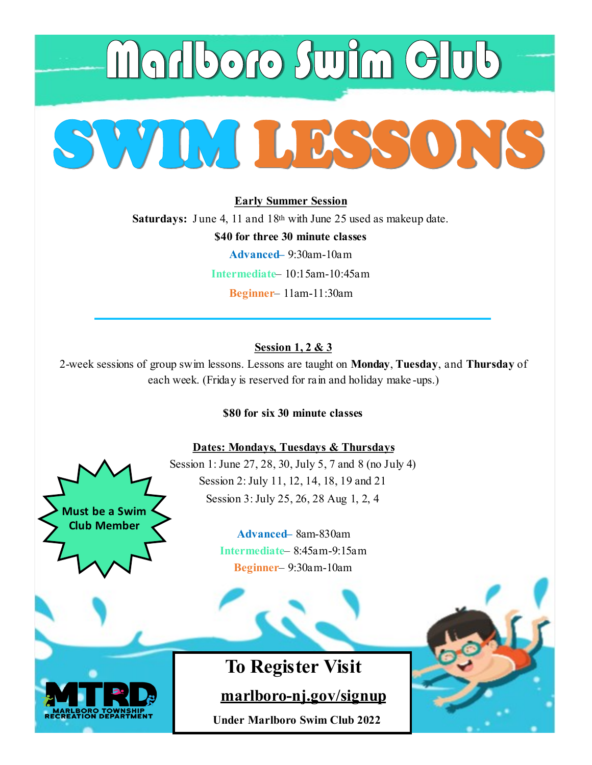# Marlboro Swim Club

# SWIM LESSONS

**Early Summer Session**

**Saturdays:** June 4, 11 and 18th with June 25 used as makeup date.

**$40 for three 30 minute classes**

**Advanced**– 9:30am-10am

**Intermediate**– 10:15am-10:45am

**Beginner**– 11am-11:30am

---

**Session 1, 2 & 3**

2-week sessions of group swim lessons. Lessons are taught on **Monday**, **Tuesday**, and **Thursday** of each week. (Friday is reserved for rain and holiday make-ups.)

**$80 for six 30 minute classes**

**Dates: Mondays, Tuesdays & Thursdays**

Session 1: June 27, 28, 30, July 5, 7 and 8 (no July 4)

Session 2: July 11, 12, 14, 18, 19 and 21

Session 3: July 25, 26, 28 Aug 1, 2, 4

**Must be a Swim Club Member**

**Advanced**– 8am-830am

**Intermediate**– 8:45am-9:15am

**Beginner**– 9:30am-10am

**To Register Visit**

**marlboro-nj.gov/signup**

**Under Marlboro Swim Club 2022**

MTRD MARLBORO TOWNSHIP RECREATION DEPARTMENT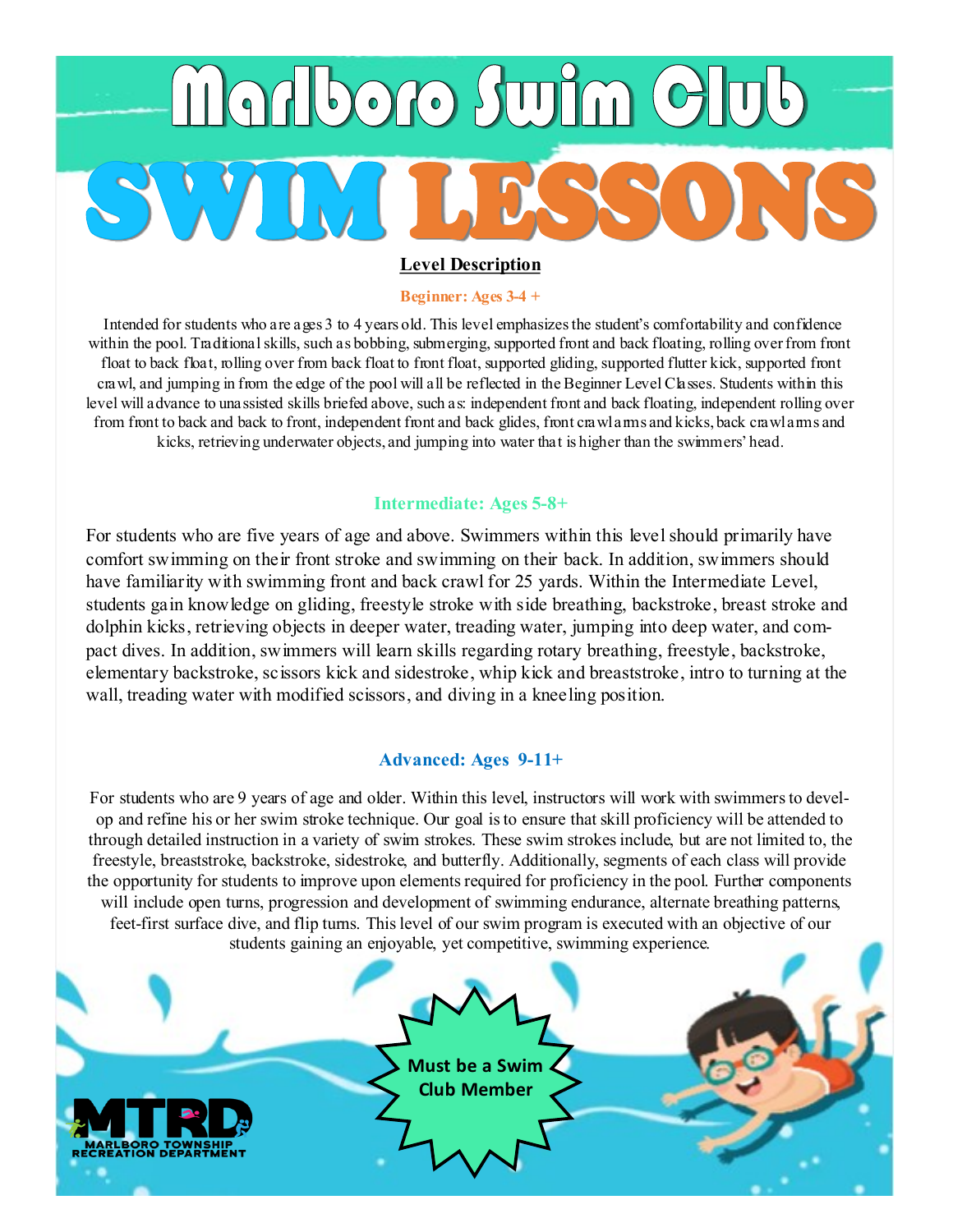# Marlboro Swim Club

# SWIM LESSONS

## Level Description

### Beginner: Ages 3-4 +

Intended for students who are ages 3 to 4 years old. This level emphasizes the student's comfortability and confidence within the pool. Traditional skills, such as bobbing, submerging, supported front and back floating, rolling over from front float to back float, rolling over from back float to front float, supported gliding, supported flutter kick, supported front crawl, and jumping in from the edge of the pool will all be reflected in the Beginner Level Classes. Students within this level will advance to unassisted skills briefed above, such as: independent front and back floating, independent rolling over from front to back and back to front, independent front and back glides, front crawl arms and kicks, back crawl arms and kicks, retrieving underwater objects, and jumping into water that is higher than the swimmers' head.

### Intermediate: Ages 5-8+

For students who are five years of age and above. Swimmers within this level should primarily have comfort swimming on their front stroke and swimming on their back. In addition, swimmers should have familiarity with swimming front and back crawl for 25 yards. Within the Intermediate Level, students gain knowledge on gliding, freestyle stroke with side breathing, backstroke, breast stroke and dolphin kicks, retrieving objects in deeper water, treading water, jumping into deep water, and compact dives. In addition, swimmers will learn skills regarding rotary breathing, freestyle, backstroke, elementary backstroke, scissors kick and sidestroke, whip kick and breaststroke, intro to turning at the wall, treading water with modified scissors, and diving in a kneeling position.

### Advanced: Ages 9-11+

For students who are 9 years of age and older. Within this level, instructors will work with swimmers to develop and refine his or her swim stroke technique. Our goal is to ensure that skill proficiency will be attended to through detailed instruction in a variety of swim strokes. These swim strokes include, but are not limited to, the freestyle, breaststroke, backstroke, sidestroke, and butterfly. Additionally, segments of each class will provide the opportunity for students to improve upon elements required for proficiency in the pool. Further components will include open turns, progression and development of swimming endurance, alternate breathing patterns, feet-first surface dive, and flip turns. This level of our swim program is executed with an objective of our students gaining an enjoyable, yet competitive, swimming experience.

**Must be a Swim Club Member**

MTRD
MARLBORO TOWNSHIP RECREATION DEPARTMENT